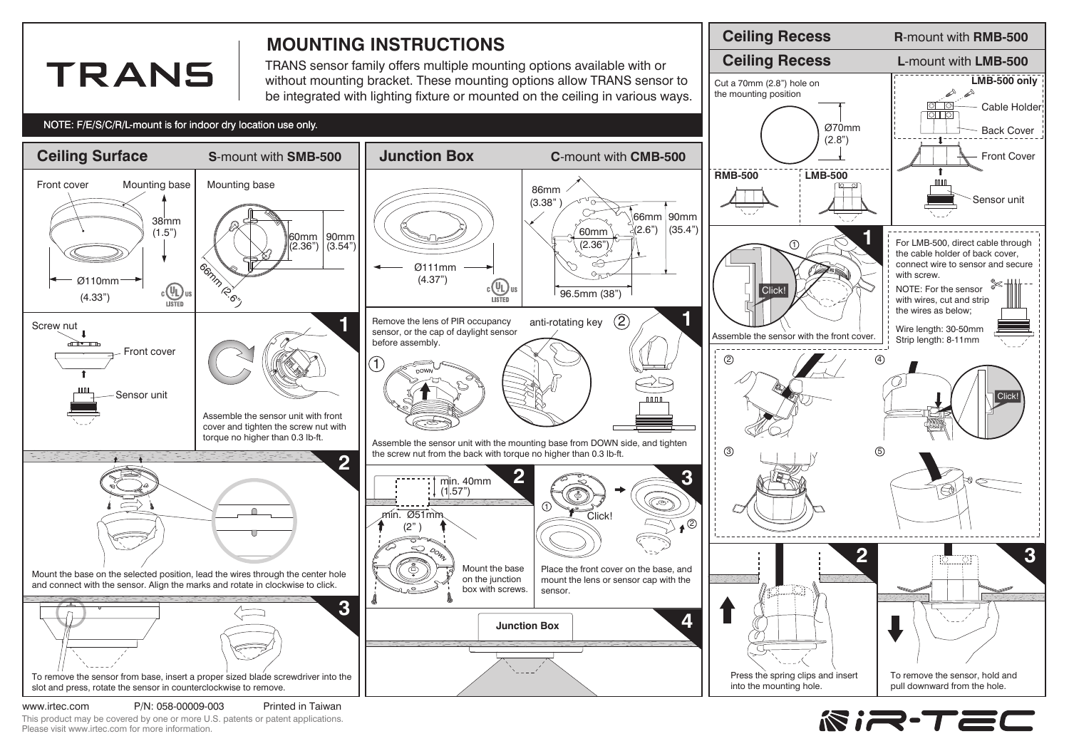# TRANS

## MOUNTING INSTRUCTIONS

TRANS sensor family offers multiple mounting options available with or without mounting bracket. These mounting options allow TRANS sensor to be integrated with lighting fixture or mounted on the ceiling in various ways.

NOTE: F/E/S/C/R/L-mount is for indoor dry location use only.

## Ceiling Surface — S-mount with SMB-500

Front cover, Mounting base, 38mm (1.5"), Ø110mm (4.33")

Mounting base: 60mm (2.36"), 90mm (3.54"), 66mm (2.6")

**1**

Screw nut, Front cover, Sensor unit

Assemble the sensor unit with front cover and tighten the screw nut with torque no higher than 0.3 lb-ft.

**2**

Mount the base on the selected position, lead the wires through the center hole and connect with the sensor. Align the marks and rotate in clockwise to click.

**3**

To remove the sensor from base, insert a proper sized blade screwdriver into the slot and press, rotate the sensor in counterclockwise to remove.

## Junction Box — C-mount with CMB-500

Ø111mm (4.37"), 86mm (3.38"), 60mm (2.36"), 66mm (2.6"), 90mm (35.4"), 96.5mm (38")

**1**

Remove the lens of PIR occupancy sensor, or the cap of daylight sensor before assembly.

① ② anti-rotating key

Assemble the sensor unit with the mounting base from DOWN side, and tighten the screw nut from the back with torque no higher than 0.3 lb-ft.

**2**

min. 40mm (1.57"), min. Ø51mm (2")

Mount the base on the junction box with screws.

**3**

① Click! ②

Place the front cover on the base, and mount the lens or sensor cap with the sensor.

**4**

Junction Box

## Ceiling Recess — R-mount with RMB-500

## Ceiling Recess — L-mount with LMB-500

Cut a 70mm (2.8") hole on the mounting position

Ø70mm (2.8")

RMB-500, LMB-500

LMB-500 only: Cable Holder, Back Cover, Front Cover, Sensor unit

**1**

① Click! Assemble the sensor with the front cover.

For LMB-500, direct cable through the cable holder of back cover, connect wire to sensor and secure with screw.

NOTE: For the sensor with wires, cut and strip the wires as below;

Wire length: 30-50mm
Strip length: 8-11mm

② ③ ④ Click! ⑤

**2**

Press the spring clips and insert into the mounting hole.

**3**

To remove the sensor, hold and pull downward from the hole.

www.irtec.com P/N: 058-00009-003 Printed in Taiwan

This product may be covered by one or more U.S. patents or patent applications. Please visit www.irtec.com for more information.

IR-TEC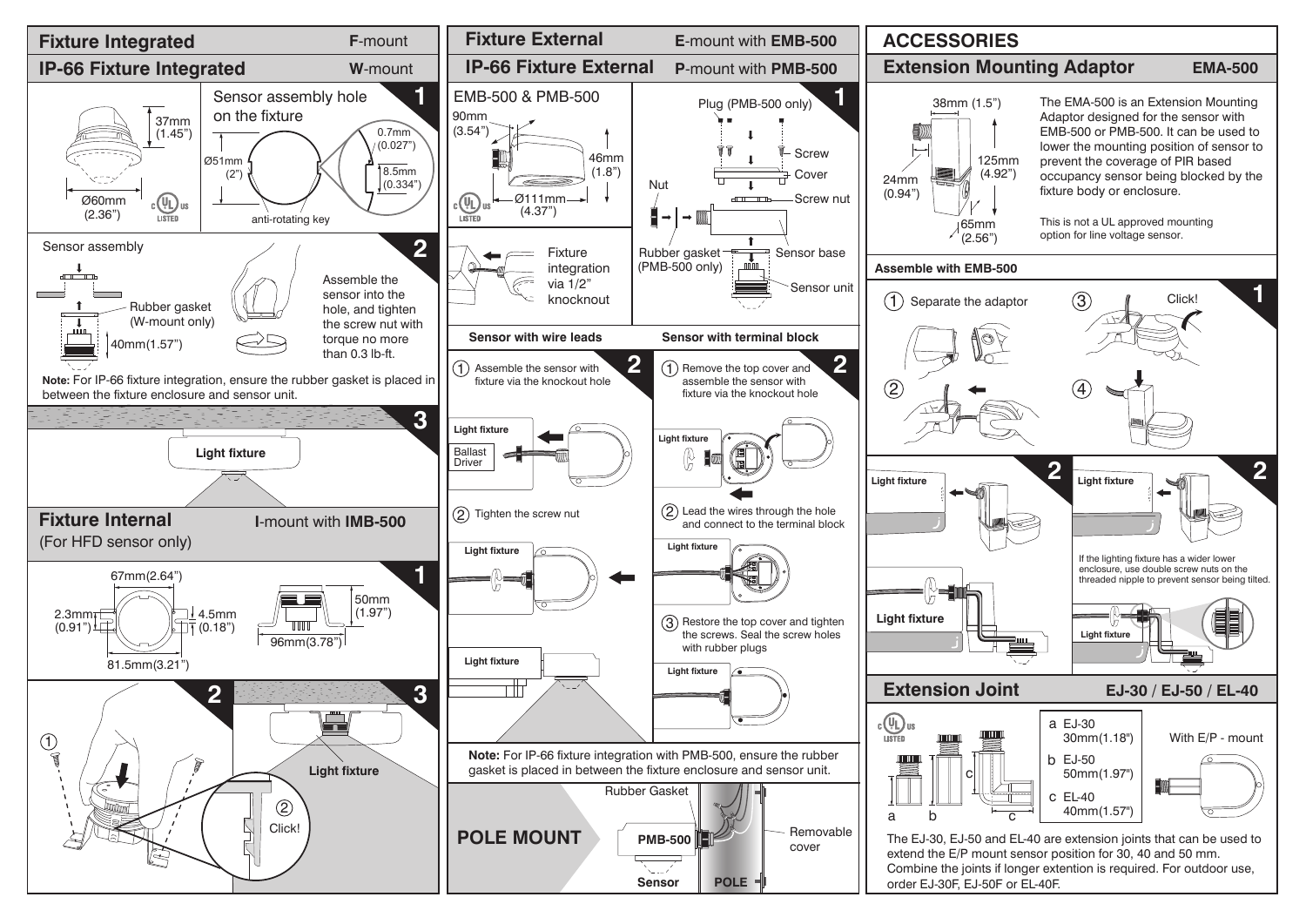## Fixture Integrated — F-mount

## IP-66 Fixture Integrated — W-mount

**1**

37mm (1.45")

Ø60mm (2.36")

Sensor assembly hole on the fixture

Ø51mm (2")

0.7mm (0.027")

8.5mm (0.334")

anti-rotating key

**2**

Sensor assembly

Rubber gasket (W-mount only)

40mm(1.57")

Assemble the sensor into the hole, and tighten the screw nut with torque no more than 0.3 lb-ft.

**Note:** For IP-66 fixture integration, ensure the rubber gasket is placed in between the fixture enclosure and sensor unit.

**3**

Light fixture

## Fixture Internal — I-mount with IMB-500

(For HFD sensor only)

**1**

67mm(2.64")

2.3mm (0.91")

4.5mm (0.18")

81.5mm(3.21")

50mm (1.97")

96mm(3.78")

**2**

①

**3**

Light fixture

② Click!

## Fixture External — E-mount with EMB-500

## IP-66 Fixture External — P-mount with PMB-500

**1**

EMB-500 & PMB-500

90mm (3.54")

46mm (1.8")

Ø111mm (4.37")

Fixture integration via 1/2" knockout

Plug (PMB-500 only)

Screw

Cover

Nut

Screw nut

Rubber gasket (PMB-500 only)

Sensor base

Sensor unit

**Sensor with wire leads**

**2**

① Assemble the sensor with fixture via the knockout hole

Light fixture

Ballast Driver

② Tighten the screw nut

Light fixture

Light fixture

**Sensor with terminal block**

**2**

① Remove the top cover and assemble the sensor with fixture via the knockout hole

Light fixture

② Lead the wires through the hole and connect to the terminal block

Light fixture

③ Restore the top cover and tighten the screws. Seal the screw holes with rubber plugs

Light fixture

**Note:** For IP-66 fixture integration with PMB-500, ensure the rubber gasket is placed in between the fixture enclosure and sensor unit.

## POLE MOUNT

Rubber Gasket

PMB-500

Removable cover

Sensor

POLE

## ACCESSORIES

### Extension Mounting Adaptor — EMA-500

38mm (1.5")

24mm (0.94")

125mm (4.92")

65mm (2.56")

The EMA-500 is an Extension Mounting Adaptor designed for the sensor with EMB-500 or PMB-500. It can be used to lower the mounting position of sensor to prevent the coverage of PIR based occupancy sensor being blocked by the fixture body or enclosure.

This is not a UL approved mounting option for line voltage sensor.

**Assemble with EMB-500**

**1**

① Separate the adaptor

②

③ Click!

④

**2**

Light fixture

Light fixture

**2**

Light fixture

If the lighting fixture has a wider lower enclosure, use double screw nuts on the threaded nipple to prevent sensor being tilted.

Light fixture

### Extension Joint — EJ-30 / EJ-50 / EL-40

a EJ-30 30mm(1.18")

b EJ-50 50mm(1.97")

c EL-40 40mm(1.57")

With E/P - mount

The EJ-30, EJ-50 and EL-40 are extension joints that can be used to extend the E/P mount sensor position for 30, 40 and 50 mm. Combine the joints if longer extention is required. For outdoor use, order EJ-30F, EJ-50F or EL-40F.